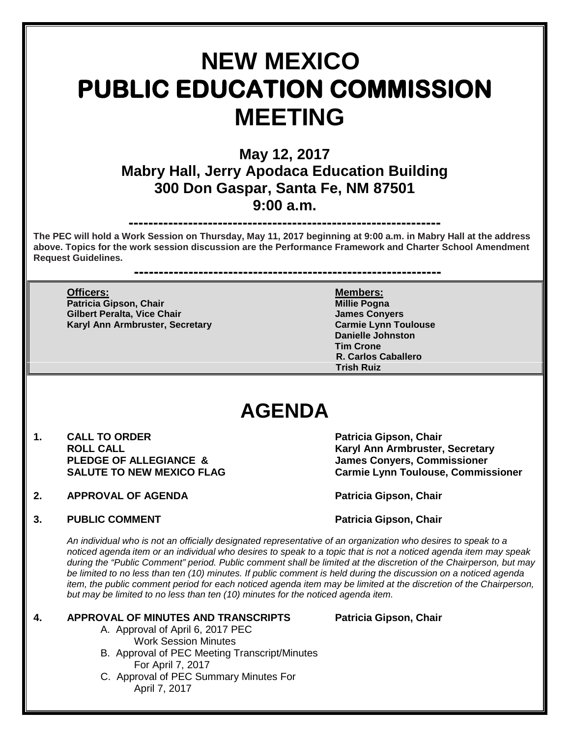# NEW MEXICO
# PUBLIC EDUCATION COMMISSION
# MEETING

## May 12, 2017
## Mabry Hall, Jerry Apodaca Education Building
## 300 Don Gaspar, Santa Fe, NM 87501
## 9:00 a.m.

---

**The PEC will hold a Work Session on Thursday, May 11, 2017 beginning at 9:00 a.m. in Mabry Hall at the address above. Topics for the work session discussion are the Performance Framework and Charter School Amendment Request Guidelines.**

---

| **Officers:** | **Members:** |
|---|---|
| **Patricia Gipson, Chair** | **Millie Pogna** |
| **Gilbert Peralta, Vice Chair** | **James Conyers** |
| **Karyl Ann Armbruster, Secretary** | **Carmie Lynn Toulouse** |
| | **Danielle Johnston** |
| | **Tim Crone** |
| | **R. Carlos Caballero** |
| | **Trish Ruiz** |

# AGENDA

1. **CALL TO ORDER** — **Patricia Gipson, Chair**
   **ROLL CALL** — **Karyl Ann Armbruster, Secretary**
   **PLEDGE OF ALLEGIANCE &** — **James Conyers, Commissioner**
   **SALUTE TO NEW MEXICO FLAG** — **Carmie Lynn Toulouse, Commissioner**

2. **APPROVAL OF AGENDA** — **Patricia Gipson, Chair**

3. **PUBLIC COMMENT** — **Patricia Gipson, Chair**

   *An individual who is not an officially designated representative of an organization who desires to speak to a noticed agenda item or an individual who desires to speak to a topic that is not a noticed agenda item may speak during the "Public Comment" period. Public comment shall be limited at the discretion of the Chairperson, but may be limited to no less than ten (10) minutes. If public comment is held during the discussion on a noticed agenda item, the public comment period for each noticed agenda item may be limited at the discretion of the Chairperson, but may be limited to no less than ten (10) minutes for the noticed agenda item.*

4. **APPROVAL OF MINUTES AND TRANSCRIPTS** — **Patricia Gipson, Chair**
   A. Approval of April 6, 2017 PEC Work Session Minutes
   B. Approval of PEC Meeting Transcript/Minutes For April 7, 2017
   C. Approval of PEC Summary Minutes For April 7, 2017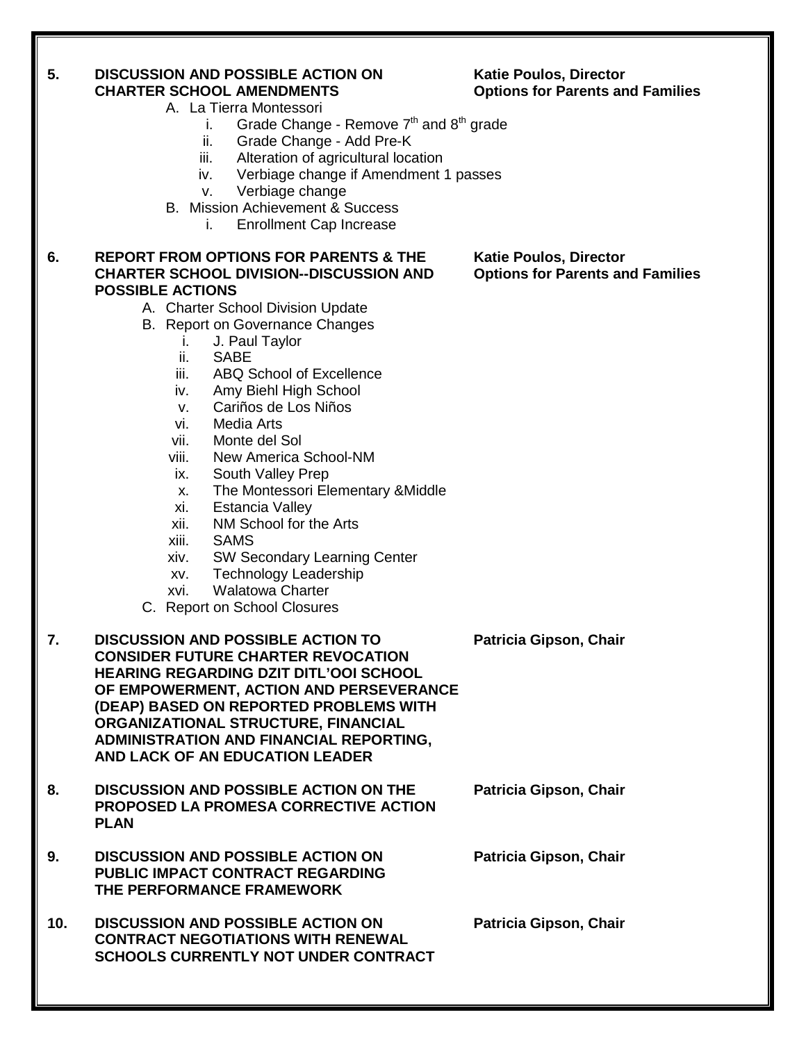**5. DISCUSSION AND POSSIBLE ACTION ON CHARTER SCHOOL AMENDMENTS** — **Katie Poulos, Director, Options for Parents and Families**

A. La Tierra Montessori
   i. Grade Change - Remove 7th and 8th grade
   ii. Grade Change - Add Pre-K
   iii. Alteration of agricultural location
   iv. Verbiage change if Amendment 1 passes
   v. Verbiage change

B. Mission Achievement & Success
   i. Enrollment Cap Increase

**6. REPORT FROM OPTIONS FOR PARENTS & THE CHARTER SCHOOL DIVISION--DISCUSSION AND POSSIBLE ACTIONS** — **Katie Poulos, Director, Options for Parents and Families**

A. Charter School Division Update

B. Report on Governance Changes
   i. J. Paul Taylor
   ii. SABE
   iii. ABQ School of Excellence
   iv. Amy Biehl High School
   v. Cariños de Los Niños
   vi. Media Arts
   vii. Monte del Sol
   viii. New America School-NM
   ix. South Valley Prep
   x. The Montessori Elementary &Middle
   xi. Estancia Valley
   xii. NM School for the Arts
   xiii. SAMS
   xiv. SW Secondary Learning Center
   xv. Technology Leadership
   xvi. Walatowa Charter

C. Report on School Closures

**7. DISCUSSION AND POSSIBLE ACTION TO CONSIDER FUTURE CHARTER REVOCATION HEARING REGARDING DZIT DITL'OOI SCHOOL OF EMPOWERMENT, ACTION AND PERSEVERANCE (DEAP) BASED ON REPORTED PROBLEMS WITH ORGANIZATIONAL STRUCTURE, FINANCIAL ADMINISTRATION AND FINANCIAL REPORTING, AND LACK OF AN EDUCATION LEADER** — **Patricia Gipson, Chair**

**8. DISCUSSION AND POSSIBLE ACTION ON THE PROPOSED LA PROMESA CORRECTIVE ACTION PLAN** — **Patricia Gipson, Chair**

**9. DISCUSSION AND POSSIBLE ACTION ON PUBLIC IMPACT CONTRACT REGARDING THE PERFORMANCE FRAMEWORK** — **Patricia Gipson, Chair**

**10. DISCUSSION AND POSSIBLE ACTION ON CONTRACT NEGOTIATIONS WITH RENEWAL SCHOOLS CURRENTLY NOT UNDER CONTRACT** — **Patricia Gipson, Chair**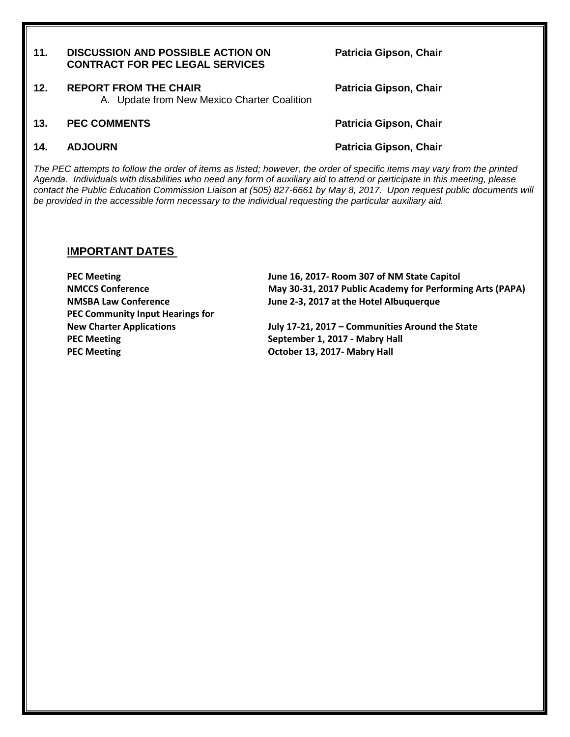| | | |
|---|---|---|
| **11.** | **DISCUSSION AND POSSIBLE ACTION ON CONTRACT FOR PEC LEGAL SERVICES** | **Patricia Gipson, Chair** |
| **12.** | **REPORT FROM THE CHAIR**<br>A. Update from New Mexico Charter Coalition | **Patricia Gipson, Chair** |
| **13.** | **PEC COMMENTS** | **Patricia Gipson, Chair** |
| **14.** | **ADJOURN** | **Patricia Gipson, Chair** |

*The PEC attempts to follow the order of items as listed; however, the order of specific items may vary from the printed Agenda. Individuals with disabilities who need any form of auxiliary aid to attend or participate in this meeting, please contact the Public Education Commission Liaison at (505) 827-6661 by May 8, 2017. Upon request public documents will be provided in the accessible form necessary to the individual requesting the particular auxiliary aid.*

## IMPORTANT DATES

| | |
|---|---|
| **PEC Meeting** | **June 16, 2017- Room 307 of NM State Capitol** |
| **NMCCS Conference** | **May 30-31, 2017 Public Academy for Performing Arts (PAPA)** |
| **NMSBA Law Conference** | **June 2-3, 2017 at the Hotel Albuquerque** |
| **PEC Community Input Hearings for New Charter Applications** | **July 17-21, 2017 – Communities Around the State** |
| **PEC Meeting** | **September 1, 2017 - Mabry Hall** |
| **PEC Meeting** | **October 13, 2017- Mabry Hall** |